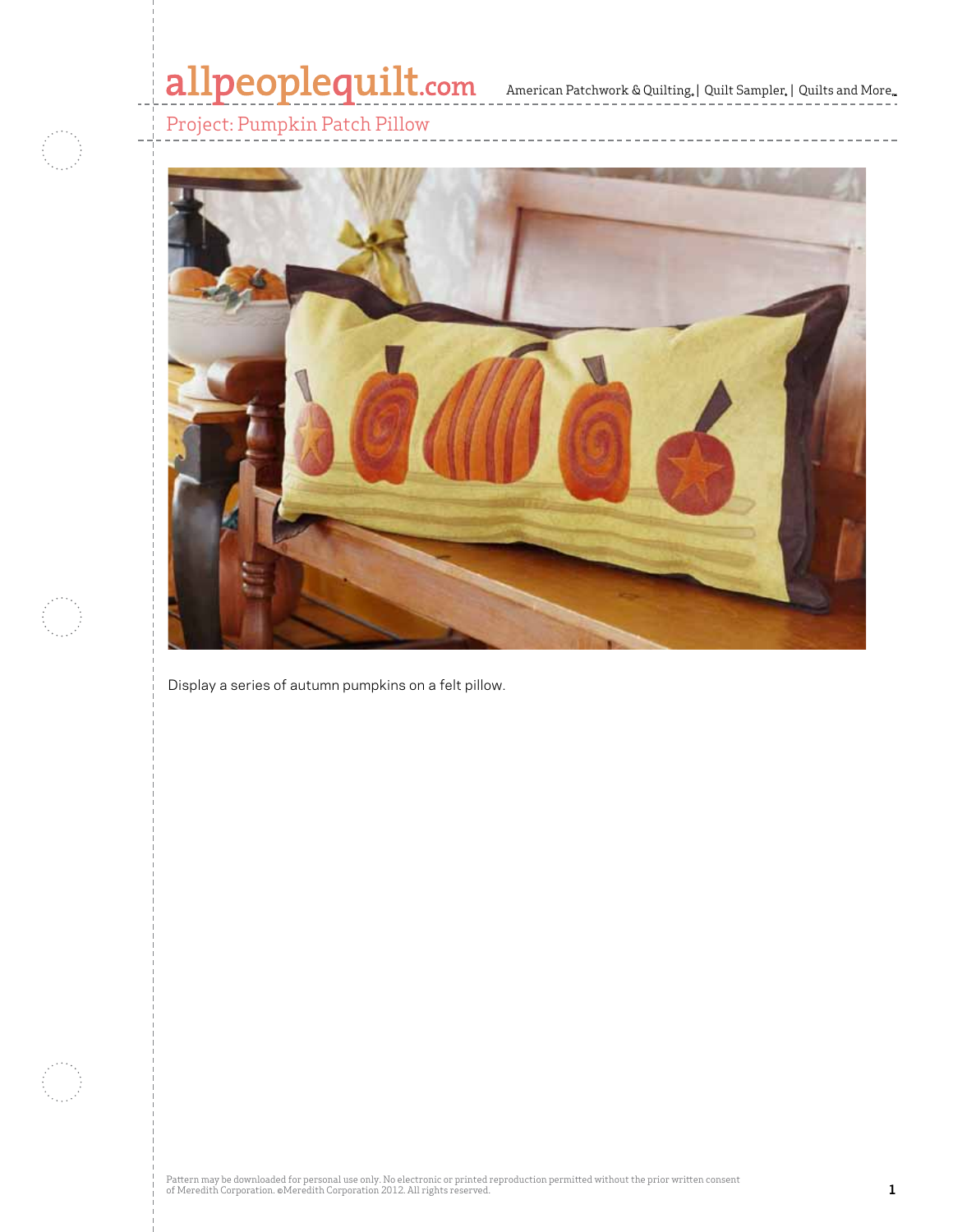# Project: Pumpkin Patch Pillow

Display a series of autumn pumpkins on a felt pillow.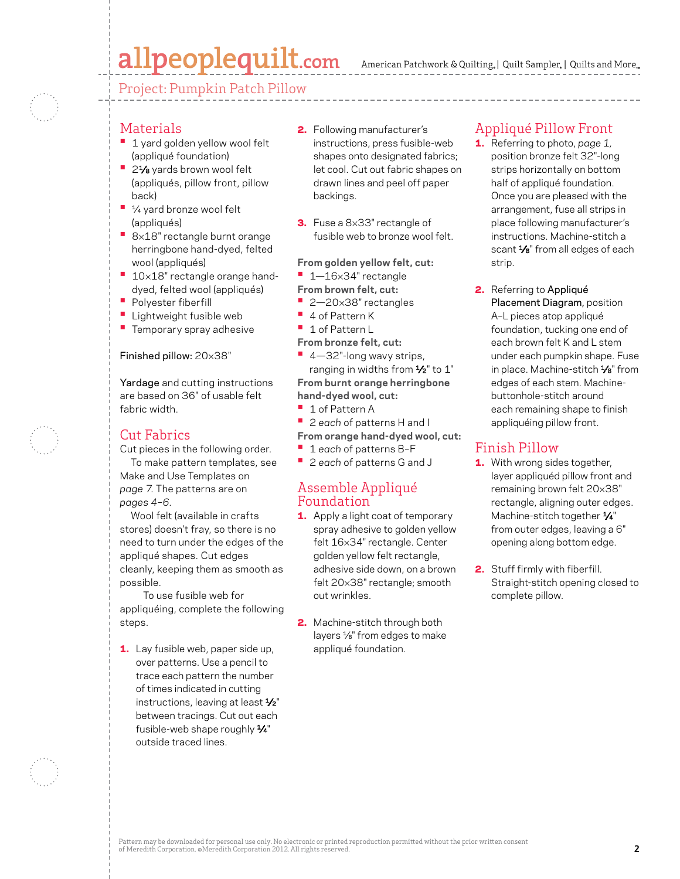## Project: Pumpkin Patch Pillow

## Materials

- 1 yard golden yellow wool felt (appliqué foundation)
- 2⅛ yards brown wool felt (appliqués, pillow front, pillow back)
- ¼ yard bronze wool felt (appliqués)
- 8×18" rectangle burnt orange herringbone hand-dyed, felted wool (appliqués)
- 10×18" rectangle orange hand-dyed, felted wool (appliqués)
- Polyester fiberfill
- Lightweight fusible web
- Temporary spray adhesive

Finished pillow: 20×38"

Yardage and cutting instructions are based on 36" of usable felt fabric width.

## Cut Fabrics

Cut pieces in the following order.

To make pattern templates, see Make and Use Templates on *page 7*. The patterns are on *pages 4–6*.

Wool felt (available in crafts stores) doesn't fray, so there is no need to turn under the edges of the appliqué shapes. Cut edges cleanly, keeping them as smooth as possible.

To use fusible web for appliquéing, complete the following steps.

1. Lay fusible web, paper side up, over patterns. Use a pencil to trace each pattern the number of times indicated in cutting instructions, leaving at least ½" between tracings. Cut out each fusible-web shape roughly ¼" outside traced lines.
2. Following manufacturer's instructions, press fusible-web shapes onto designated fabrics; let cool. Cut out fabric shapes on drawn lines and peel off paper backings.
3. Fuse a 8×33" rectangle of fusible web to bronze wool felt.

**From golden yellow felt, cut:**
- 1—16×34" rectangle

**From brown felt, cut:**
- 2—20×38" rectangles
- 4 of Pattern K
- 1 of Pattern L

**From bronze felt, cut:**
- 4—32"-long wavy strips, ranging in widths from ½" to 1"

**From burnt orange herringbone hand-dyed wool, cut:**
- 1 of Pattern A
- 2 *each* of patterns H and I

**From orange hand-dyed wool, cut:**
- 1 *each* of patterns B–F
- 2 *each* of patterns G and J

## Assemble Appliqué Foundation

1. Apply a light coat of temporary spray adhesive to golden yellow felt 16×34" rectangle. Center golden yellow felt rectangle, adhesive side down, on a brown felt 20×38" rectangle; smooth out wrinkles.
2. Machine-stitch through both layers ⅛" from edges to make appliqué foundation.

## Appliqué Pillow Front

1. Referring to photo, *page 1*, position bronze felt 32"-long strips horizontally on bottom half of appliqué foundation. Once you are pleased with the arrangement, fuse all strips in place following manufacturer's instructions. Machine-stitch a scant ⅛" from all edges of each strip.
2. Referring to Appliqué Placement Diagram, position A–L pieces atop appliqué foundation, tucking one end of each brown felt K and L stem under each pumpkin shape. Fuse in place. Machine-stitch ⅛" from edges of each stem. Machine-buttonhole-stitch around each remaining shape to finish appliquéing pillow front.

## Finish Pillow

1. With wrong sides together, layer appliquéd pillow front and remaining brown felt 20×38" rectangle, aligning outer edges. Machine-stitch together ¼" from outer edges, leaving a 6" opening along bottom edge.
2. Stuff firmly with fiberfill. Straight-stitch opening closed to complete pillow.

Pattern may be downloaded for personal use only. No electronic or printed reproduction permitted without the prior written consent of Meredith Corporation. ©Meredith Corporation 2012. All rights reserved.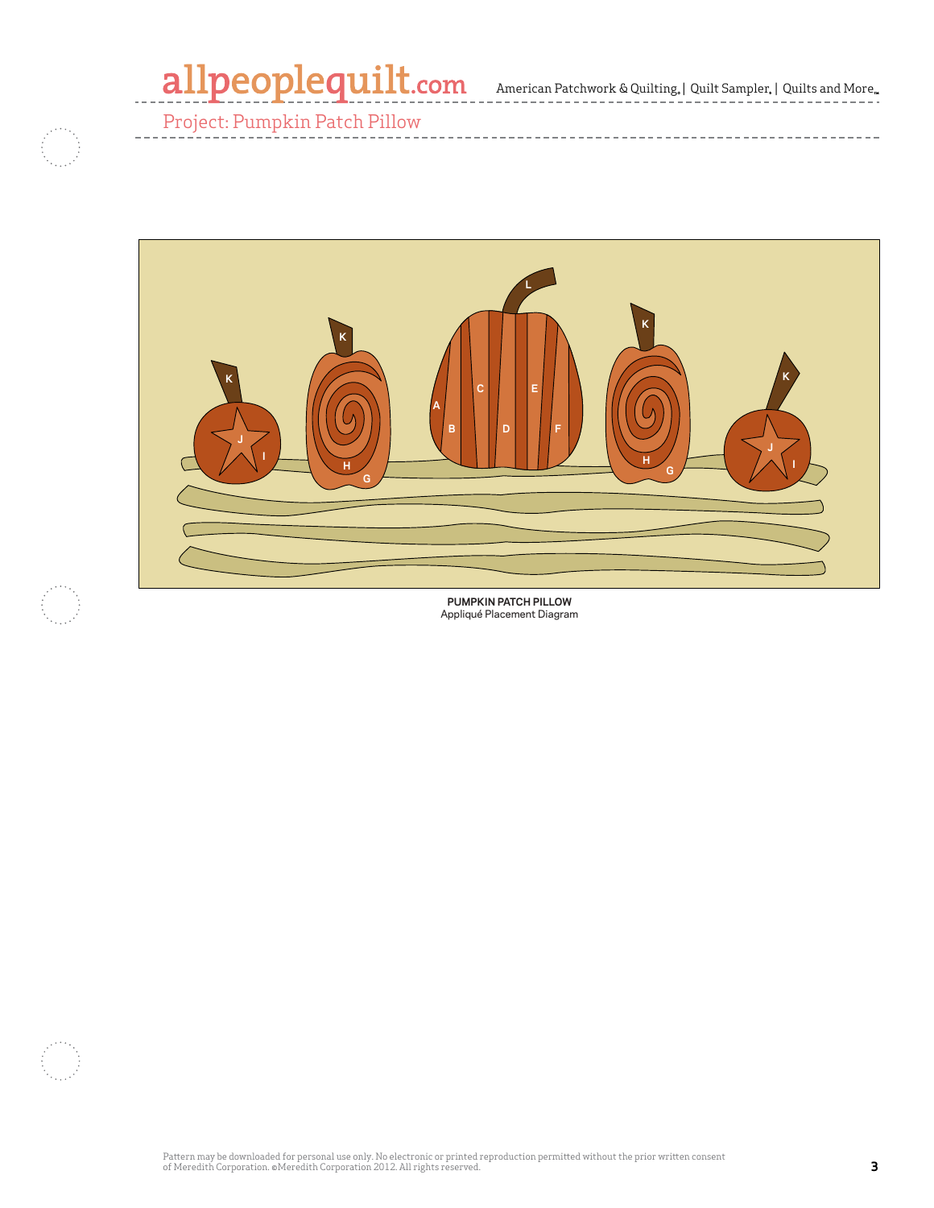Project: Pumpkin Patch Pillow

**PUMPKIN PATCH PILLOW**
Appliqué Placement Diagram

Pattern may be downloaded for personal use only. No electronic or printed reproduction permitted without the prior written consent of Meredith Corporation. ©Meredith Corporation 2012. All rights reserved.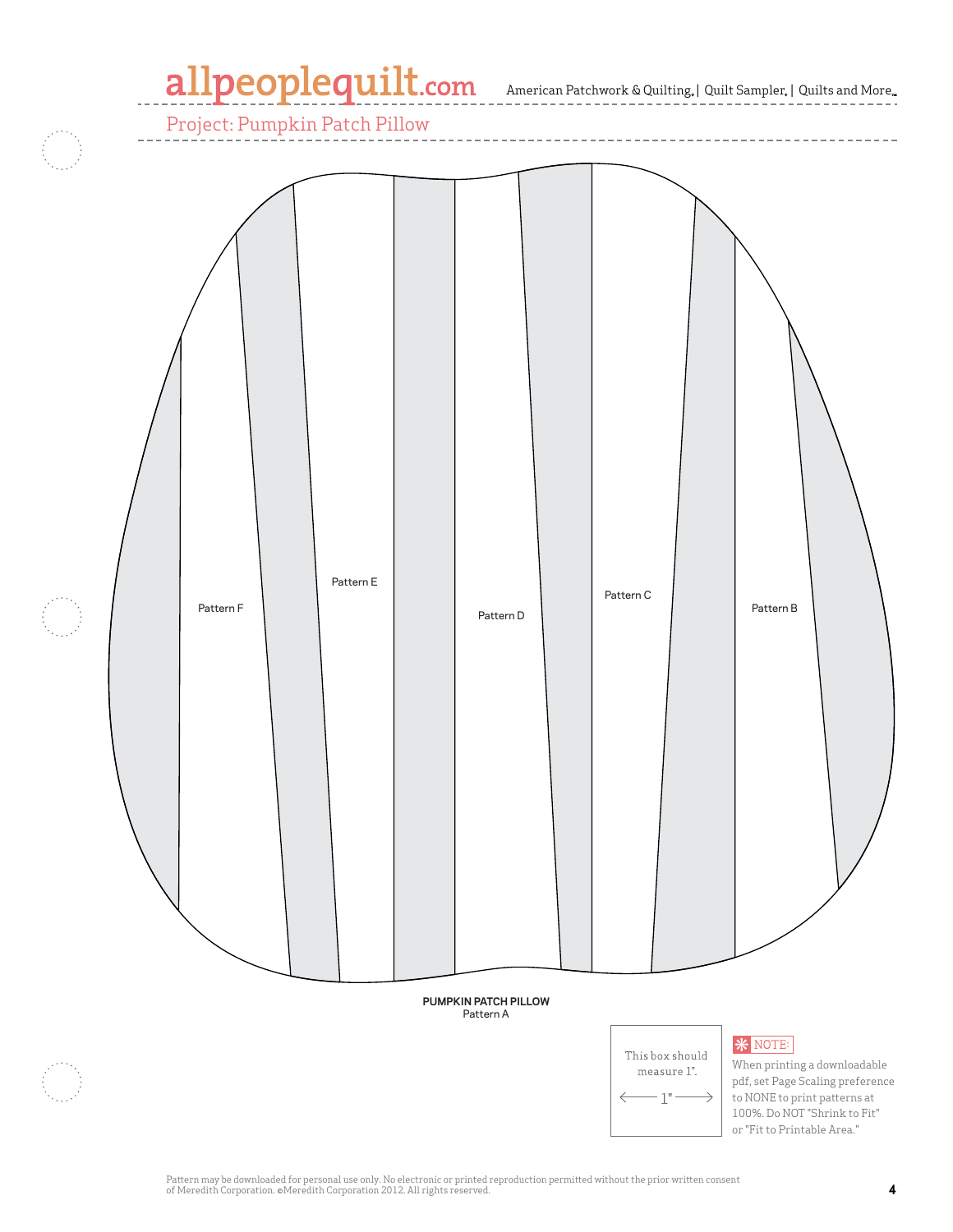Project: Pumpkin Patch Pillow

Pattern F

Pattern E

Pattern D

Pattern C

Pattern B

**PUMPKIN PATCH PILLOW**
Pattern A

This box should measure 1".

← 1" →

NOTE:
When printing a downloadable pdf, set Page Scaling preference to NONE to print patterns at 100%. Do NOT "Shrink to Fit" or "Fit to Printable Area."

Pattern may be downloaded for personal use only. No electronic or printed reproduction permitted without the prior written consent of Meredith Corporation. ©Meredith Corporation 2012. All rights reserved.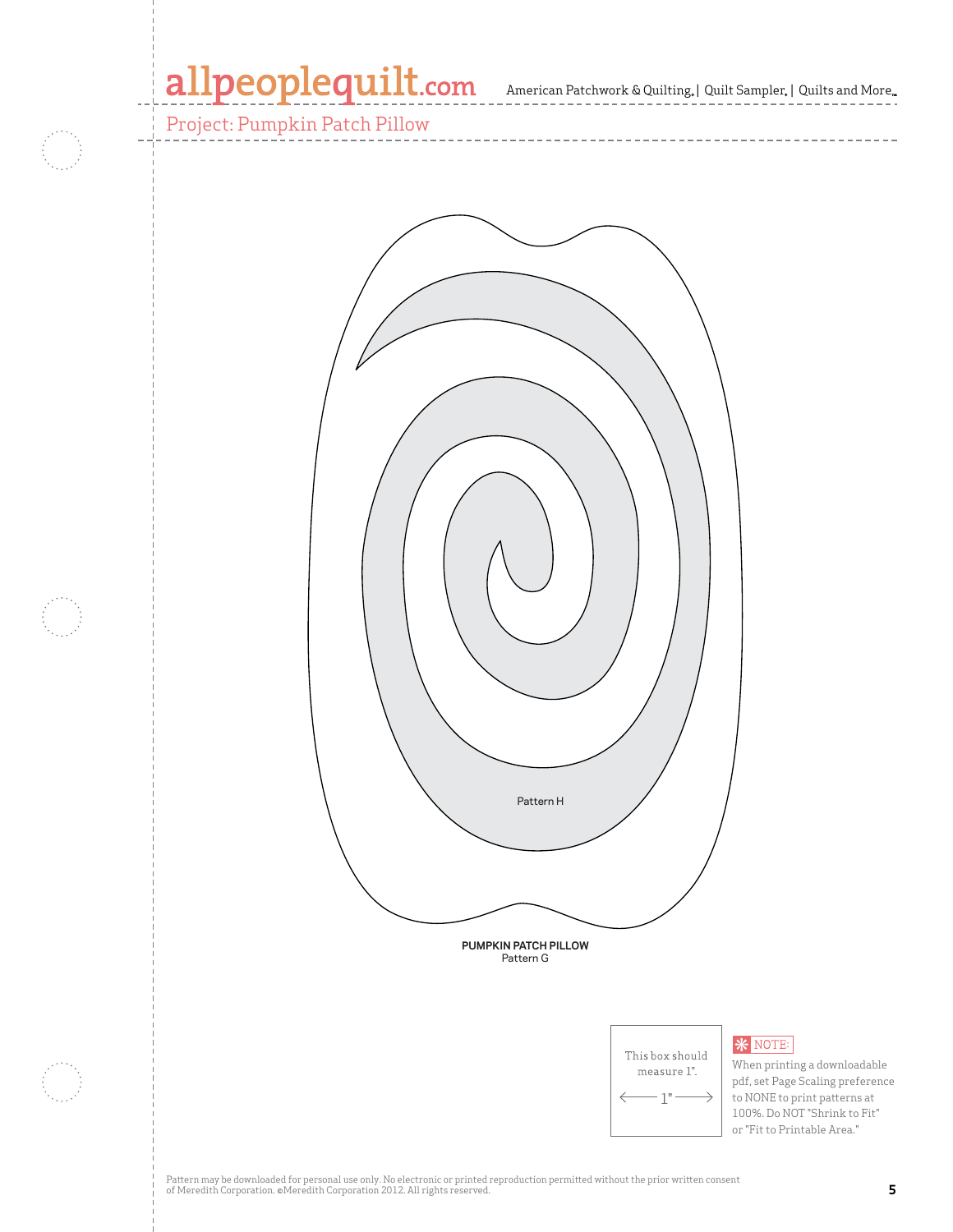Project: Pumpkin Patch Pillow

Pattern H

**PUMPKIN PATCH PILLOW**
Pattern G

This box should measure 1".

1"

**NOTE:** When printing a downloadable pdf, set Page Scaling preference to NONE to print patterns at 100%. Do NOT "Shrink to Fit" or "Fit to Printable Area."

Pattern may be downloaded for personal use only. No electronic or printed reproduction permitted without the prior written consent of Meredith Corporation. ©Meredith Corporation 2012. All rights reserved.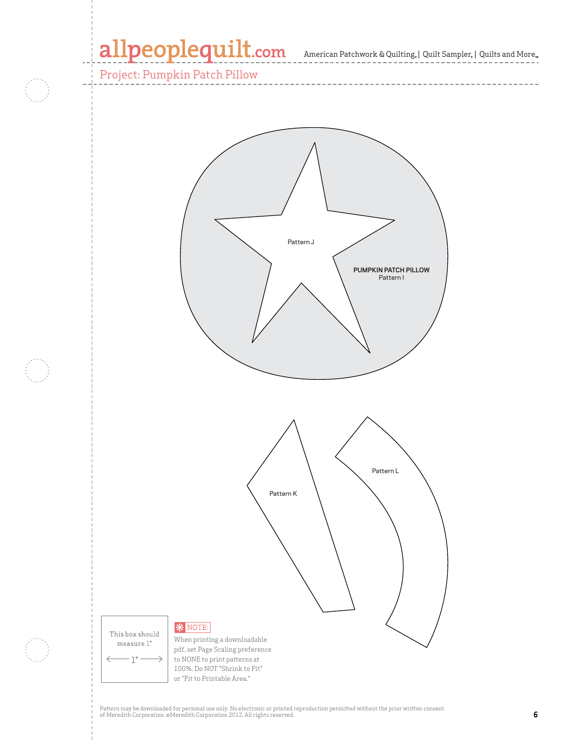Project: Pumpkin Patch Pillow

Pattern J

**PUMPKIN PATCH PILLOW**
Pattern I

Pattern L

Pattern K

This box should measure 1".

← 1" →

NOTE:
When printing a downloadable pdf, set Page Scaling preference to NONE to print patterns at 100%. Do NOT "Shrink to Fit" or "Fit to Printable Area."

Pattern may be downloaded for personal use only. No electronic or printed reproduction permitted without the prior written consent of Meredith Corporation. ©Meredith Corporation 2012. All rights reserved.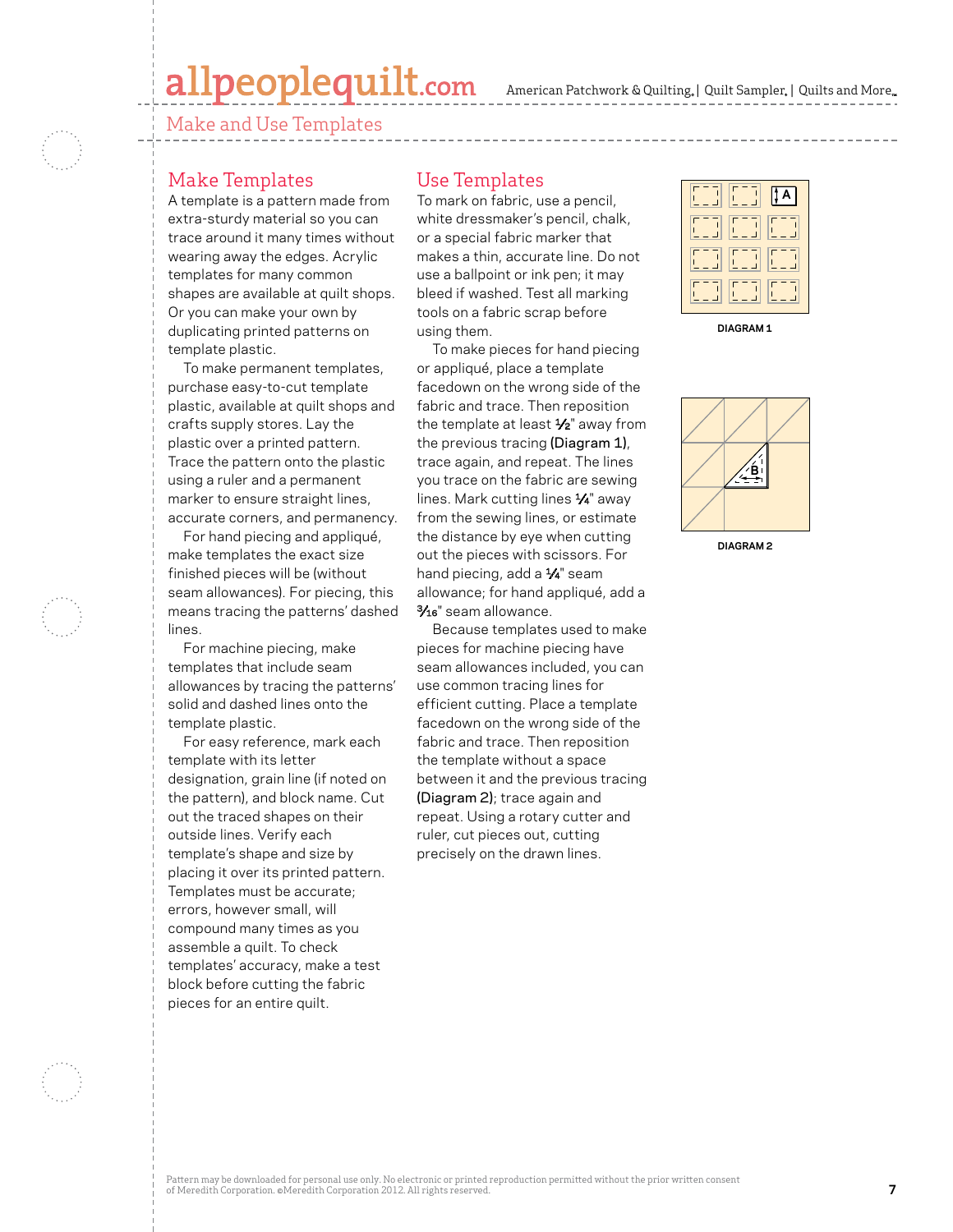# Make and Use Templates

## Make Templates

A template is a pattern made from extra-sturdy material so you can trace around it many times without wearing away the edges. Acrylic templates for many common shapes are available at quilt shops. Or you can make your own by duplicating printed patterns on template plastic.

To make permanent templates, purchase easy-to-cut template plastic, available at quilt shops and crafts supply stores. Lay the plastic over a printed pattern. Trace the pattern onto the plastic using a ruler and a permanent marker to ensure straight lines, accurate corners, and permanency.

For hand piecing and appliqué, make templates the exact size finished pieces will be (without seam allowances). For piecing, this means tracing the patterns' dashed lines.

For machine piecing, make templates that include seam allowances by tracing the patterns' solid and dashed lines onto the template plastic.

For easy reference, mark each template with its letter designation, grain line (if noted on the pattern), and block name. Cut out the traced shapes on their outside lines. Verify each template's shape and size by placing it over its printed pattern. Templates must be accurate; errors, however small, will compound many times as you assemble a quilt. To check templates' accuracy, make a test block before cutting the fabric pieces for an entire quilt.

## Use Templates

To mark on fabric, use a pencil, white dressmaker's pencil, chalk, or a special fabric marker that makes a thin, accurate line. Do not use a ballpoint or ink pen; it may bleed if washed. Test all marking tools on a fabric scrap before using them.

To make pieces for hand piecing or appliqué, place a template facedown on the wrong side of the fabric and trace. Then reposition the template at least ½" away from the previous tracing **(Diagram 1)**, trace again, and repeat. The lines you trace on the fabric are sewing lines. Mark cutting lines ¼" away from the sewing lines, or estimate the distance by eye when cutting out the pieces with scissors. For hand piecing, add a ¼" seam allowance; for hand appliqué, add a 3⁄16" seam allowance.

Because templates used to make pieces for machine piecing have seam allowances included, you can use common tracing lines for efficient cutting. Place a template facedown on the wrong side of the fabric and trace. Then reposition the template without a space between it and the previous tracing **(Diagram 2)**; trace again and repeat. Using a rotary cutter and ruler, cut pieces out, cutting precisely on the drawn lines.

A

**DIAGRAM 1**

B

**DIAGRAM 2**